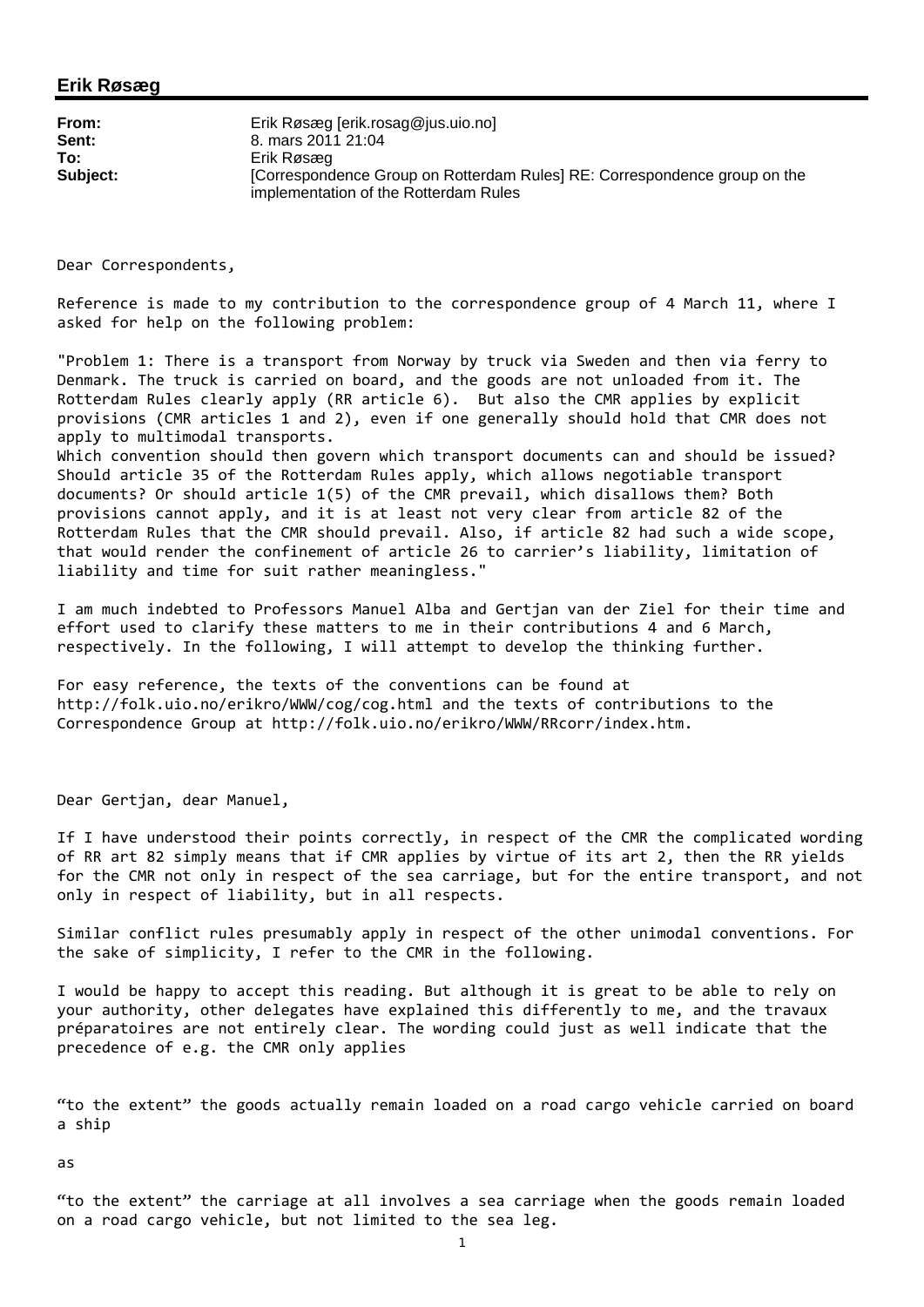# Erik Røsæg

**From:** Erik Røsæg [erik.rosag@jus.uio.no]
**Sent:** 8. mars 2011 21:04
**To:** Erik Røsæg
**Subject:** [Correspondence Group on Rotterdam Rules] RE: Correspondence group on the implementation of the Rotterdam Rules

Dear Correspondents,

Reference is made to my contribution to the correspondence group of 4 March 11, where I asked for help on the following problem:

"Problem 1: There is a transport from Norway by truck via Sweden and then via ferry to Denmark. The truck is carried on board, and the goods are not unloaded from it. The Rotterdam Rules clearly apply (RR article 6). But also the CMR applies by explicit provisions (CMR articles 1 and 2), even if one generally should hold that CMR does not apply to multimodal transports.
Which convention should then govern which transport documents can and should be issued? Should article 35 of the Rotterdam Rules apply, which allows negotiable transport documents? Or should article 1(5) of the CMR prevail, which disallows them? Both provisions cannot apply, and it is at least not very clear from article 82 of the Rotterdam Rules that the CMR should prevail. Also, if article 82 had such a wide scope, that would render the confinement of article 26 to carrier's liability, limitation of liability and time for suit rather meaningless."

I am much indebted to Professors Manuel Alba and Gertjan van der Ziel for their time and effort used to clarify these matters to me in their contributions 4 and 6 March, respectively. In the following, I will attempt to develop the thinking further.

For easy reference, the texts of the conventions can be found at http://folk.uio.no/erikro/WWW/cog/cog.html and the texts of contributions to the Correspondence Group at http://folk.uio.no/erikro/WWW/RRcorr/index.htm.

Dear Gertjan, dear Manuel,

If I have understood their points correctly, in respect of the CMR the complicated wording of RR art 82 simply means that if CMR applies by virtue of its art 2, then the RR yields for the CMR not only in respect of the sea carriage, but for the entire transport, and not only in respect of liability, but in all respects.

Similar conflict rules presumably apply in respect of the other unimodal conventions. For the sake of simplicity, I refer to the CMR in the following.

I would be happy to accept this reading. But although it is great to be able to rely on your authority, other delegates have explained this differently to me, and the travaux préparatoires are not entirely clear. The wording could just as well indicate that the precedence of e.g. the CMR only applies

"to the extent" the goods actually remain loaded on a road cargo vehicle carried on board a ship

as

"to the extent" the carriage at all involves a sea carriage when the goods remain loaded on a road cargo vehicle, but not limited to the sea leg.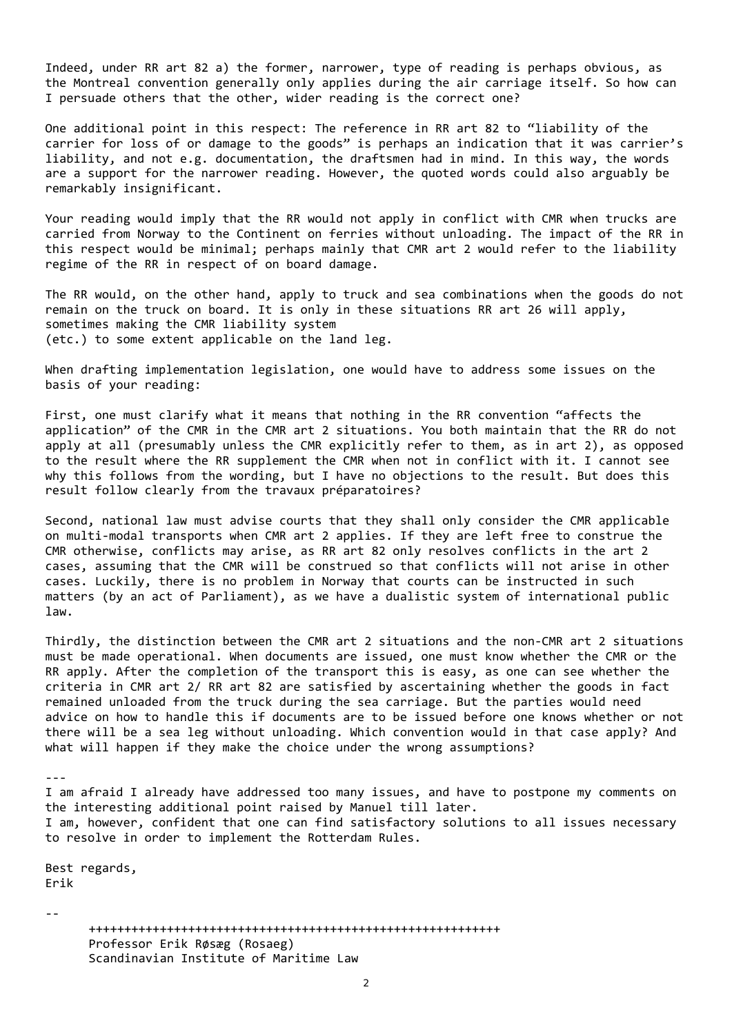Indeed, under RR art 82 a) the former, narrower, type of reading is perhaps obvious, as the Montreal convention generally only applies during the air carriage itself. So how can I persuade others that the other, wider reading is the correct one?

One additional point in this respect: The reference in RR art 82 to "liability of the carrier for loss of or damage to the goods" is perhaps an indication that it was carrier's liability, and not e.g. documentation, the draftsmen had in mind. In this way, the words are a support for the narrower reading. However, the quoted words could also arguably be remarkably insignificant.

Your reading would imply that the RR would not apply in conflict with CMR when trucks are carried from Norway to the Continent on ferries without unloading. The impact of the RR in this respect would be minimal; perhaps mainly that CMR art 2 would refer to the liability regime of the RR in respect of on board damage.

The RR would, on the other hand, apply to truck and sea combinations when the goods do not remain on the truck on board. It is only in these situations RR art 26 will apply, sometimes making the CMR liability system
(etc.) to some extent applicable on the land leg.

When drafting implementation legislation, one would have to address some issues on the basis of your reading:

First, one must clarify what it means that nothing in the RR convention "affects the application" of the CMR in the CMR art 2 situations. You both maintain that the RR do not apply at all (presumably unless the CMR explicitly refer to them, as in art 2), as opposed to the result where the RR supplement the CMR when not in conflict with it. I cannot see why this follows from the wording, but I have no objections to the result. But does this result follow clearly from the travaux préparatoires?

Second, national law must advise courts that they shall only consider the CMR applicable on multi-modal transports when CMR art 2 applies. If they are left free to construe the CMR otherwise, conflicts may arise, as RR art 82 only resolves conflicts in the art 2 cases, assuming that the CMR will be construed so that conflicts will not arise in other cases. Luckily, there is no problem in Norway that courts can be instructed in such matters (by an act of Parliament), as we have a dualistic system of international public law.

Thirdly, the distinction between the CMR art 2 situations and the non-CMR art 2 situations must be made operational. When documents are issued, one must know whether the CMR or the RR apply. After the completion of the transport this is easy, as one can see whether the criteria in CMR art 2/ RR art 82 are satisfied by ascertaining whether the goods in fact remained unloaded from the truck during the sea carriage. But the parties would need advice on how to handle this if documents are to be issued before one knows whether or not there will be a sea leg without unloading. Which convention would in that case apply? And what will happen if they make the choice under the wrong assumptions?

---

I am afraid I already have addressed too many issues, and have to postpone my comments on the interesting additional point raised by Manuel till later.
I am, however, confident that one can find satisfactory solutions to all issues necessary to resolve in order to implement the Rotterdam Rules.

Best regards,
Erik

--

++++++++++++++++++++++++++++++++++++++++++++++++++++++++++
Professor Erik Røsæg (Rosaeg)
Scandinavian Institute of Maritime Law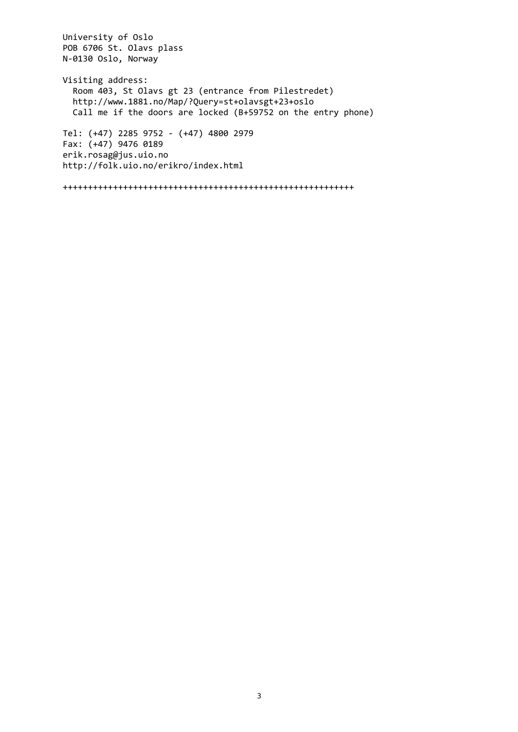University of Oslo  
POB 6706 St. Olavs plass  
N-0130 Oslo, Norway

Visiting address:  
  Room 403, St Olavs gt 23 (entrance from Pilestredet)  
  http://www.1881.no/Map/?Query=st+olavsgt+23+oslo  
  Call me if the doors are locked (B+59752 on the entry phone)

Tel: (+47) 2285 9752 - (+47) 4800 2979  
Fax: (+47) 9476 0189  
erik.rosag@jus.uio.no  
http://folk.uio.no/erikro/index.html

++++++++++++++++++++++++++++++++++++++++++++++++++++++++++